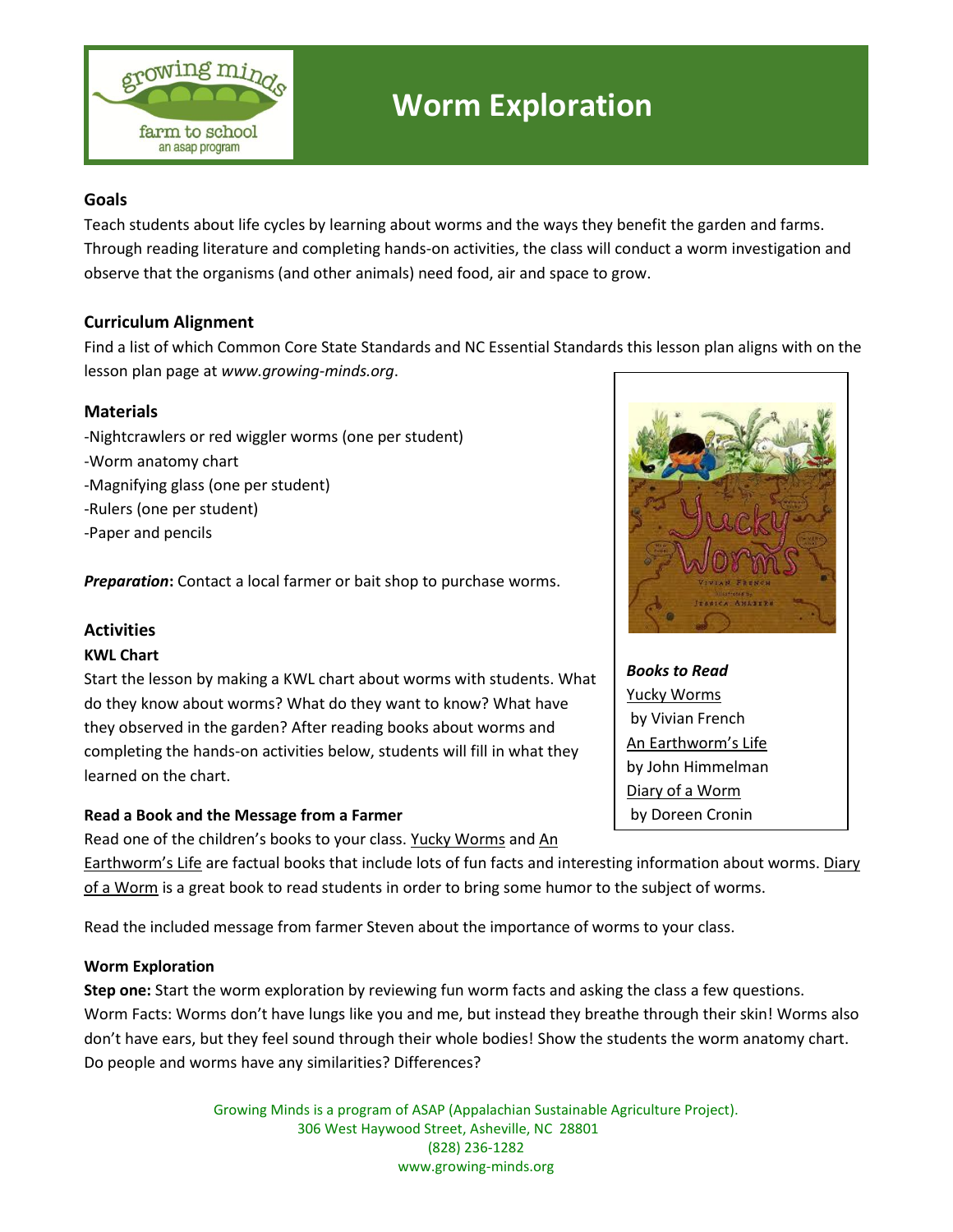# Worm Exploration

## Goals

Teach students about life cycles by learning about worms and the ways they benefit the garden and farms. Through reading literature and completing hands-on activities, the class will conduct a worm investigation and observe that the organisms (and other animals) need food, air and space to grow.

## Curriculum Alignment

Find a list of which Common Core State Standards and NC Essential Standards this lesson plan aligns with on the lesson plan page at *www.growing-minds.org*.

## Materials

-Nightcrawlers or red wiggler worms (one per student)
-Worm anatomy chart
-Magnifying glass (one per student)
-Rulers (one per student)
-Paper and pencils

***Preparation*:** Contact a local farmer or bait shop to purchase worms.

***Books to Read***
Yucky Worms by Vivian French
An Earthworm's Life by John Himmelman
Diary of a Worm by Doreen Cronin

## Activities

### KWL Chart

Start the lesson by making a KWL chart about worms with students. What do they know about worms? What do they want to know? What have they observed in the garden? After reading books about worms and completing the hands-on activities below, students will fill in what they learned on the chart.

### Read a Book and the Message from a Farmer

Read one of the children's books to your class. Yucky Worms and An Earthworm's Life are factual books that include lots of fun facts and interesting information about worms. Diary of a Worm is a great book to read students in order to bring some humor to the subject of worms.

Read the included message from farmer Steven about the importance of worms to your class.

### Worm Exploration

**Step one:** Start the worm exploration by reviewing fun worm facts and asking the class a few questions. Worm Facts: Worms don't have lungs like you and me, but instead they breathe through their skin! Worms also don't have ears, but they feel sound through their whole bodies! Show the students the worm anatomy chart. Do people and worms have any similarities? Differences?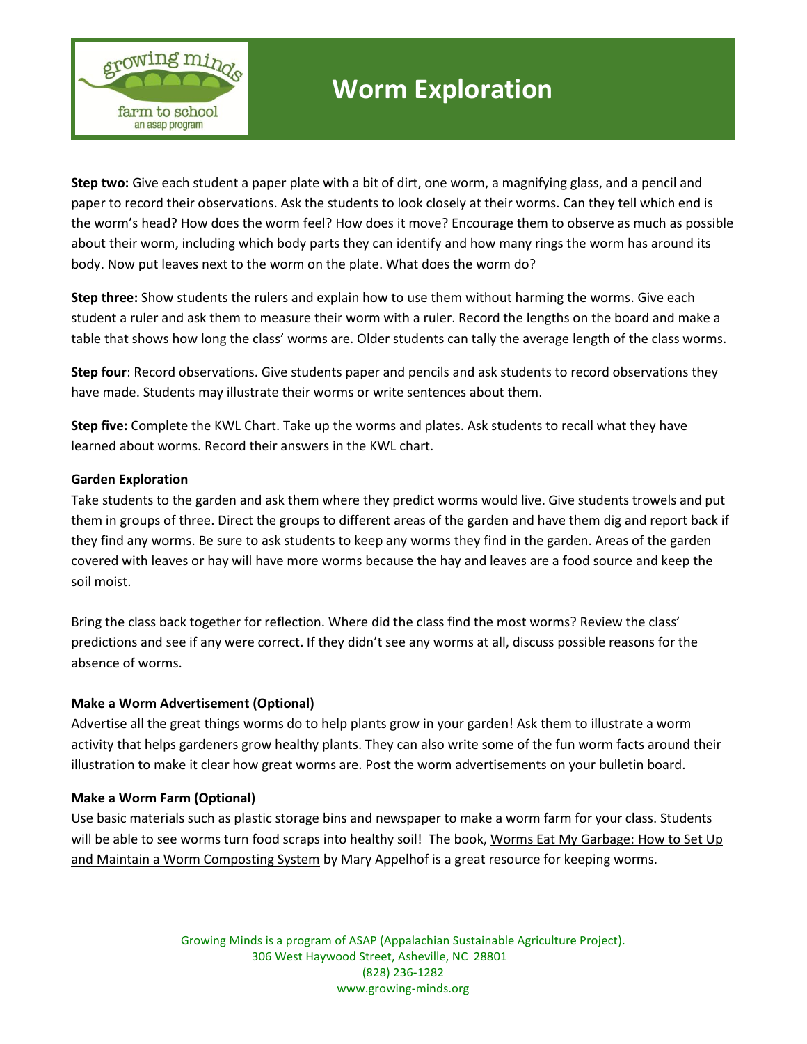# Worm Exploration

**Step two:** Give each student a paper plate with a bit of dirt, one worm, a magnifying glass, and a pencil and paper to record their observations. Ask the students to look closely at their worms. Can they tell which end is the worm's head? How does the worm feel? How does it move? Encourage them to observe as much as possible about their worm, including which body parts they can identify and how many rings the worm has around its body. Now put leaves next to the worm on the plate. What does the worm do?

**Step three:** Show students the rulers and explain how to use them without harming the worms. Give each student a ruler and ask them to measure their worm with a ruler. Record the lengths on the board and make a table that shows how long the class' worms are. Older students can tally the average length of the class worms.

**Step four**: Record observations. Give students paper and pencils and ask students to record observations they have made. Students may illustrate their worms or write sentences about them.

**Step five:** Complete the KWL Chart. Take up the worms and plates. Ask students to recall what they have learned about worms. Record their answers in the KWL chart.

**Garden Exploration**

Take students to the garden and ask them where they predict worms would live. Give students trowels and put them in groups of three. Direct the groups to different areas of the garden and have them dig and report back if they find any worms. Be sure to ask students to keep any worms they find in the garden. Areas of the garden covered with leaves or hay will have more worms because the hay and leaves are a food source and keep the soil moist.

Bring the class back together for reflection. Where did the class find the most worms? Review the class' predictions and see if any were correct. If they didn't see any worms at all, discuss possible reasons for the absence of worms.

**Make a Worm Advertisement (Optional)**

Advertise all the great things worms do to help plants grow in your garden! Ask them to illustrate a worm activity that helps gardeners grow healthy plants. They can also write some of the fun worm facts around their illustration to make it clear how great worms are. Post the worm advertisements on your bulletin board.

**Make a Worm Farm (Optional)**

Use basic materials such as plastic storage bins and newspaper to make a worm farm for your class. Students will be able to see worms turn food scraps into healthy soil! The book, Worms Eat My Garbage: How to Set Up and Maintain a Worm Composting System by Mary Appelhof is a great resource for keeping worms.